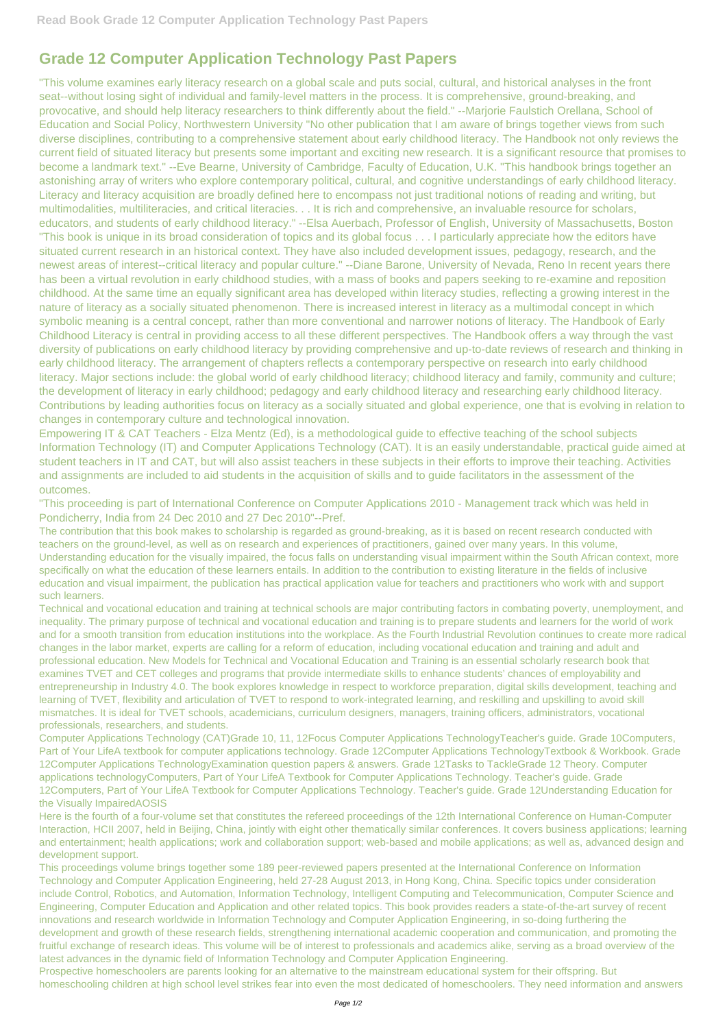# Grade 12 Computer Application Technology Past Papers

"This volume examines early literacy research on a global scale and puts social, cultural, and historical analyses in the front seat--without losing sight of individual and family-level matters in the process. It is comprehensive, ground-breaking, and provocative, and should help literacy researchers to think differently about the field." --Marjorie Faulstich Orellana, School of Education and Social Policy, Northwestern University "No other publication that I am aware of brings together views from such diverse disciplines, contributing to a comprehensive statement about early childhood literacy. The Handbook not only reviews the current field of situated literacy but presents some important and exciting new research. It is a significant resource that promises to become a landmark text." --Eve Bearne, University of Cambridge, Faculty of Education, U.K. "This handbook brings together an astonishing array of writers who explore contemporary political, cultural, and cognitive understandings of early childhood literacy. Literacy and literacy acquisition are broadly defined here to encompass not just traditional notions of reading and writing, but multimodalities, multiliteracies, and critical literacies. . . It is rich and comprehensive, an invaluable resource for scholars, educators, and students of early childhood literacy." --Elsa Auerbach, Professor of English, University of Massachusetts, Boston "This book is unique in its broad consideration of topics and its global focus . . . I particularly appreciate how the editors have situated current research in an historical context. They have also included development issues, pedagogy, research, and the newest areas of interest--critical literacy and popular culture." --Diane Barone, University of Nevada, Reno In recent years there has been a virtual revolution in early childhood studies, with a mass of books and papers seeking to re-examine and reposition childhood. At the same time an equally significant area has developed within literacy studies, reflecting a growing interest in the nature of literacy as a socially situated phenomenon. There is increased interest in literacy as a multimodal concept in which symbolic meaning is a central concept, rather than more conventional and narrower notions of literacy. The Handbook of Early Childhood Literacy is central in providing access to all these different perspectives. The Handbook offers a way through the vast diversity of publications on early childhood literacy by providing comprehensive and up-to-date reviews of research and thinking in early childhood literacy. The arrangement of chapters reflects a contemporary perspective on research into early childhood literacy. Major sections include: the global world of early childhood literacy; childhood literacy and family, community and culture; the development of literacy in early childhood; pedagogy and early childhood literacy and researching early childhood literacy. Contributions by leading authorities focus on literacy as a socially situated and global experience, one that is evolving in relation to changes in contemporary culture and technological innovation.

Empowering IT & CAT Teachers - Elza Mentz (Ed), is a methodological guide to effective teaching of the school subjects Information Technology (IT) and Computer Applications Technology (CAT). It is an easily understandable, practical guide aimed at student teachers in IT and CAT, but will also assist teachers in these subjects in their efforts to improve their teaching. Activities and assignments are included to aid students in the acquisition of skills and to guide facilitators in the assessment of the outcomes.

"This proceeding is part of International Conference on Computer Applications 2010 - Management track which was held in Pondicherry, India from 24 Dec 2010 and 27 Dec 2010"--Pref.

The contribution that this book makes to scholarship is regarded as ground-breaking, as it is based on recent research conducted with teachers on the ground-level, as well as on research and experiences of practitioners, gained over many years. In this volume, Understanding education for the visually impaired, the focus falls on understanding visual impairment within the South African context, more specifically on what the education of these learners entails. In addition to the contribution to existing literature in the fields of inclusive education and visual impairment, the publication has practical application value for teachers and practitioners who work with and support such learners.

Technical and vocational education and training at technical schools are major contributing factors in combating poverty, unemployment, and inequality. The primary purpose of technical and vocational education and training is to prepare students and learners for the world of work and for a smooth transition from education institutions into the workplace. As the Fourth Industrial Revolution continues to create more radical changes in the labor market, experts are calling for a reform of education, including vocational education and training and adult and professional education. New Models for Technical and Vocational Education and Training is an essential scholarly research book that examines TVET and CET colleges and programs that provide intermediate skills to enhance students' chances of employability and entrepreneurship in Industry 4.0. The book explores knowledge in respect to workforce preparation, digital skills development, teaching and learning of TVET, flexibility and articulation of TVET to respond to work-integrated learning, and reskilling and upskilling to avoid skill mismatches. It is ideal for TVET schools, academicians, curriculum designers, managers, training officers, administrators, vocational professionals, researchers, and students.

Computer Applications Technology (CAT)Grade 10, 11, 12Focus Computer Applications TechnologyTeacher's guide. Grade 10Computers, Part of Your LifeA textbook for computer applications technology. Grade 12Computer Applications TechnologyTextbook & Workbook. Grade 12Computer Applications TechnologyExamination question papers & answers. Grade 12Tasks to TackleGrade 12 Theory. Computer applications technologyComputers, Part of Your LifeA Textbook for Computer Applications Technology. Teacher's guide. Grade 12Computers, Part of Your LifeA Textbook for Computer Applications Technology. Teacher's guide. Grade 12Understanding Education for the Visually ImpairedAOSIS

Here is the fourth of a four-volume set that constitutes the refereed proceedings of the 12th International Conference on Human-Computer Interaction, HCII 2007, held in Beijing, China, jointly with eight other thematically similar conferences. It covers business applications; learning and entertainment; health applications; work and collaboration support; web-based and mobile applications; as well as, advanced design and development support.

This proceedings volume brings together some 189 peer-reviewed papers presented at the International Conference on Information Technology and Computer Application Engineering, held 27-28 August 2013, in Hong Kong, China. Specific topics under consideration include Control, Robotics, and Automation, Information Technology, Intelligent Computing and Telecommunication, Computer Science and Engineering, Computer Education and Application and other related topics. This book provides readers a state-of-the-art survey of recent innovations and research worldwide in Information Technology and Computer Application Engineering, in so-doing furthering the development and growth of these research fields, strengthening international academic cooperation and communication, and promoting the fruitful exchange of research ideas. This volume will be of interest to professionals and academics alike, serving as a broad overview of the latest advances in the dynamic field of Information Technology and Computer Application Engineering.

Prospective homeschoolers are parents looking for an alternative to the mainstream educational system for their offspring. But homeschooling children at high school level strikes fear into even the most dedicated of homeschoolers. They need information and answers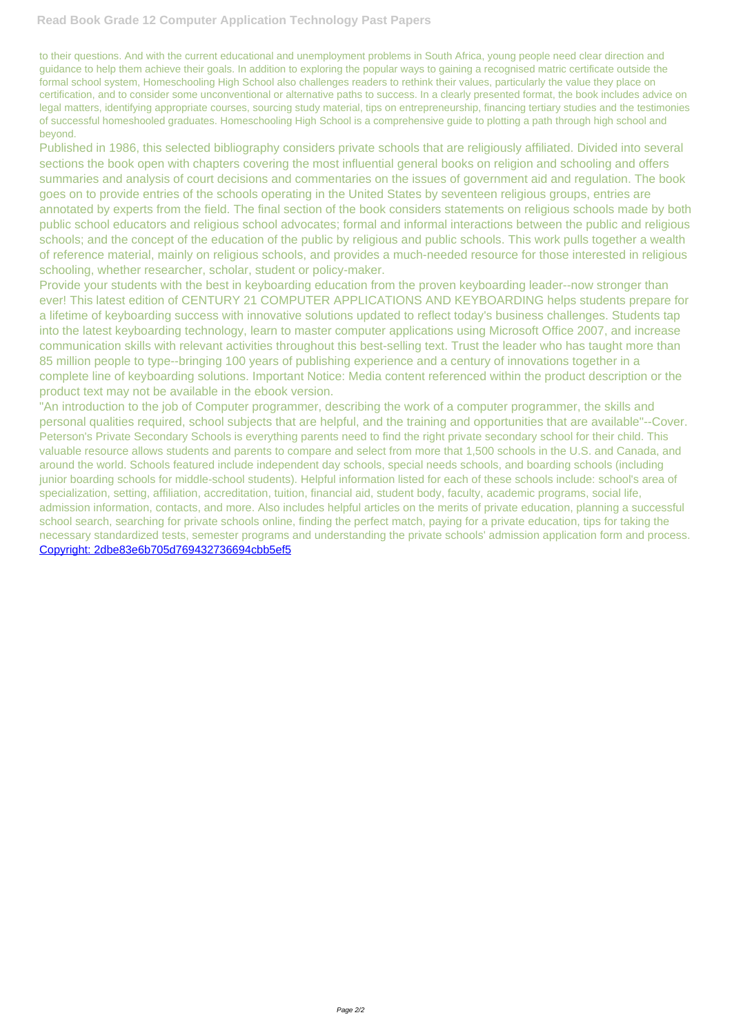to their questions. And with the current educational and unemployment problems in South Africa, young people need clear direction and guidance to help them achieve their goals. In addition to exploring the popular ways to gaining a recognised matric certificate outside the formal school system, Homeschooling High School also challenges readers to rethink their values, particularly the value they place on certification, and to consider some unconventional or alternative paths to success. In a clearly presented format, the book includes advice on legal matters, identifying appropriate courses, sourcing study material, tips on entrepreneurship, financing tertiary studies and the testimonies of successful homeshooled graduates. Homeschooling High School is a comprehensive guide to plotting a path through high school and beyond.

Published in 1986, this selected bibliography considers private schools that are religiously affiliated. Divided into several sections the book open with chapters covering the most influential general books on religion and schooling and offers summaries and analysis of court decisions and commentaries on the issues of government aid and regulation. The book goes on to provide entries of the schools operating in the United States by seventeen religious groups, entries are annotated by experts from the field. The final section of the book considers statements on religious schools made by both public school educators and religious school advocates; formal and informal interactions between the public and religious schools; and the concept of the education of the public by religious and public schools. This work pulls together a wealth of reference material, mainly on religious schools, and provides a much-needed resource for those interested in religious schooling, whether researcher, scholar, student or policy-maker.

Provide your students with the best in keyboarding education from the proven keyboarding leader--now stronger than ever! This latest edition of CENTURY 21 COMPUTER APPLICATIONS AND KEYBOARDING helps students prepare for a lifetime of keyboarding success with innovative solutions updated to reflect today's business challenges. Students tap into the latest keyboarding technology, learn to master computer applications using Microsoft Office 2007, and increase communication skills with relevant activities throughout this best-selling text. Trust the leader who has taught more than 85 million people to type--bringing 100 years of publishing experience and a century of innovations together in a complete line of keyboarding solutions. Important Notice: Media content referenced within the product description or the product text may not be available in the ebook version.

"An introduction to the job of Computer programmer, describing the work of a computer programmer, the skills and personal qualities required, school subjects that are helpful, and the training and opportunities that are available"--Cover.

Peterson's Private Secondary Schools is everything parents need to find the right private secondary school for their child. This valuable resource allows students and parents to compare and select from more that 1,500 schools in the U.S. and Canada, and around the world. Schools featured include independent day schools, special needs schools, and boarding schools (including junior boarding schools for middle-school students). Helpful information listed for each of these schools include: school's area of specialization, setting, affiliation, accreditation, tuition, financial aid, student body, faculty, academic programs, social life, admission information, contacts, and more. Also includes helpful articles on the merits of private education, planning a successful school search, searching for private schools online, finding the perfect match, paying for a private education, tips for taking the necessary standardized tests, semester programs and understanding the private schools' admission application form and process.

Copyright: 2dbe83e6b705d769432736694cbb5ef5